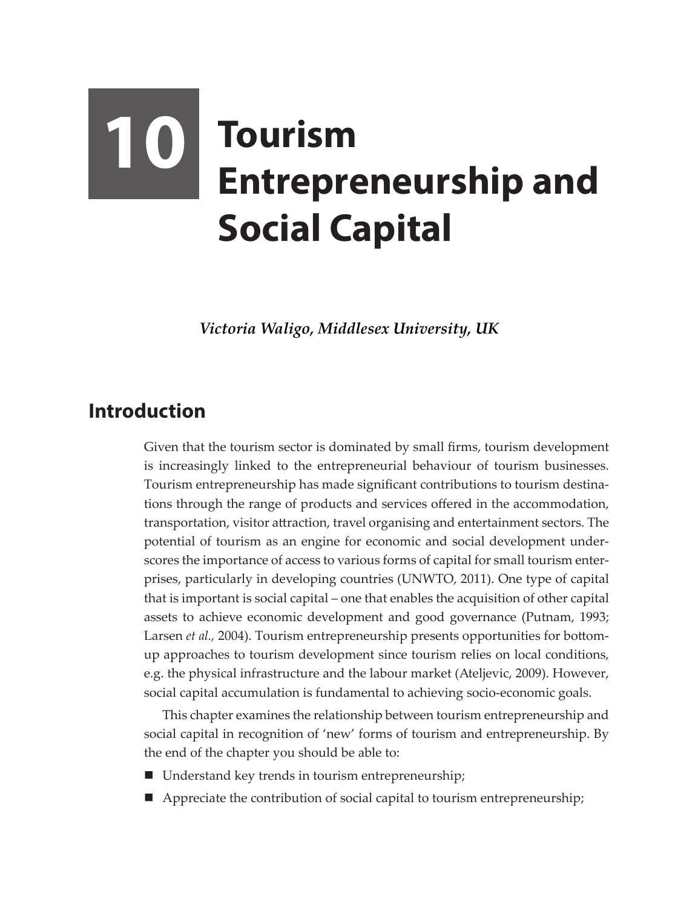# 10 Tourism Entrepreneurship and Social Capital

***Victoria Waligo, Middlesex University, UK***

## Introduction

Given that the tourism sector is dominated by small firms, tourism development is increasingly linked to the entrepreneurial behaviour of tourism businesses. Tourism entrepreneurship has made significant contributions to tourism destinations through the range of products and services offered in the accommodation, transportation, visitor attraction, travel organising and entertainment sectors. The potential of tourism as an engine for economic and social development underscores the importance of access to various forms of capital for small tourism enterprises, particularly in developing countries (UNWTO, 2011). One type of capital that is important is social capital – one that enables the acquisition of other capital assets to achieve economic development and good governance (Putnam, 1993; Larsen *et al.,* 2004). Tourism entrepreneurship presents opportunities for bottom-up approaches to tourism development since tourism relies on local conditions, e.g. the physical infrastructure and the labour market (Ateljevic, 2009). However, social capital accumulation is fundamental to achieving socio-economic goals.

This chapter examines the relationship between tourism entrepreneurship and social capital in recognition of 'new' forms of tourism and entrepreneurship. By the end of the chapter you should be able to:

- Understand key trends in tourism entrepreneurship;
- Appreciate the contribution of social capital to tourism entrepreneurship;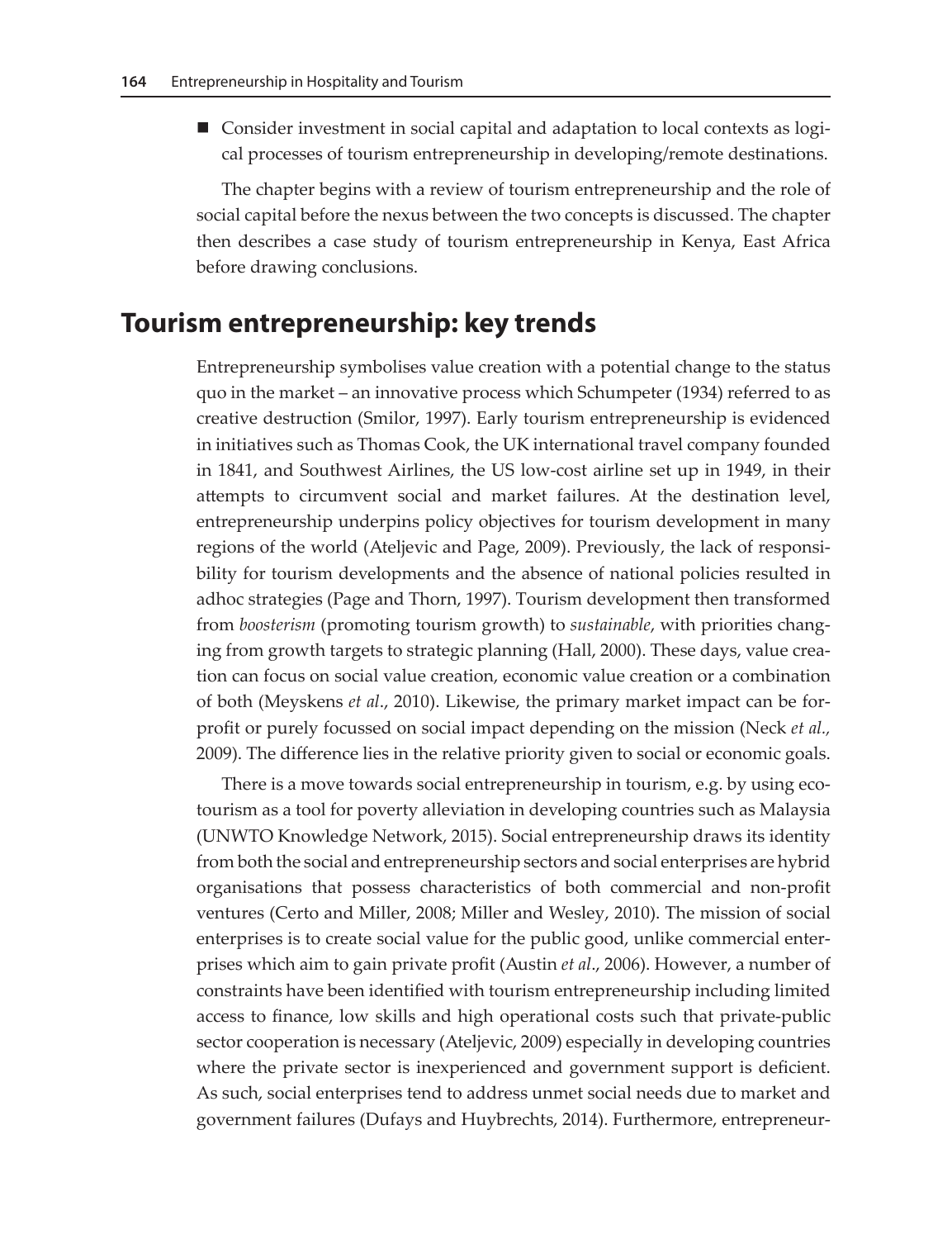- Consider investment in social capital and adaptation to local contexts as logical processes of tourism entrepreneurship in developing/remote destinations.

The chapter begins with a review of tourism entrepreneurship and the role of social capital before the nexus between the two concepts is discussed. The chapter then describes a case study of tourism entrepreneurship in Kenya, East Africa before drawing conclusions.

## Tourism entrepreneurship: key trends

Entrepreneurship symbolises value creation with a potential change to the status quo in the market – an innovative process which Schumpeter (1934) referred to as creative destruction (Smilor, 1997). Early tourism entrepreneurship is evidenced in initiatives such as Thomas Cook, the UK international travel company founded in 1841, and Southwest Airlines, the US low-cost airline set up in 1949, in their attempts to circumvent social and market failures. At the destination level, entrepreneurship underpins policy objectives for tourism development in many regions of the world (Ateljevic and Page, 2009). Previously, the lack of responsibility for tourism developments and the absence of national policies resulted in adhoc strategies (Page and Thorn, 1997). Tourism development then transformed from *boosterism* (promoting tourism growth) to *sustainable*, with priorities changing from growth targets to strategic planning (Hall, 2000). These days, value creation can focus on social value creation, economic value creation or a combination of both (Meyskens *et al*., 2010). Likewise, the primary market impact can be for-profit or purely focussed on social impact depending on the mission (Neck *et al.,* 2009). The difference lies in the relative priority given to social or economic goals.

There is a move towards social entrepreneurship in tourism, e.g. by using ecotourism as a tool for poverty alleviation in developing countries such as Malaysia (UNWTO Knowledge Network, 2015). Social entrepreneurship draws its identity from both the social and entrepreneurship sectors and social enterprises are hybrid organisations that possess characteristics of both commercial and non-profit ventures (Certo and Miller, 2008; Miller and Wesley, 2010). The mission of social enterprises is to create social value for the public good, unlike commercial enterprises which aim to gain private profit (Austin *et al*., 2006). However, a number of constraints have been identified with tourism entrepreneurship including limited access to finance, low skills and high operational costs such that private-public sector cooperation is necessary (Ateljevic, 2009) especially in developing countries where the private sector is inexperienced and government support is deficient. As such, social enterprises tend to address unmet social needs due to market and government failures (Dufays and Huybrechts, 2014). Furthermore, entrepreneur-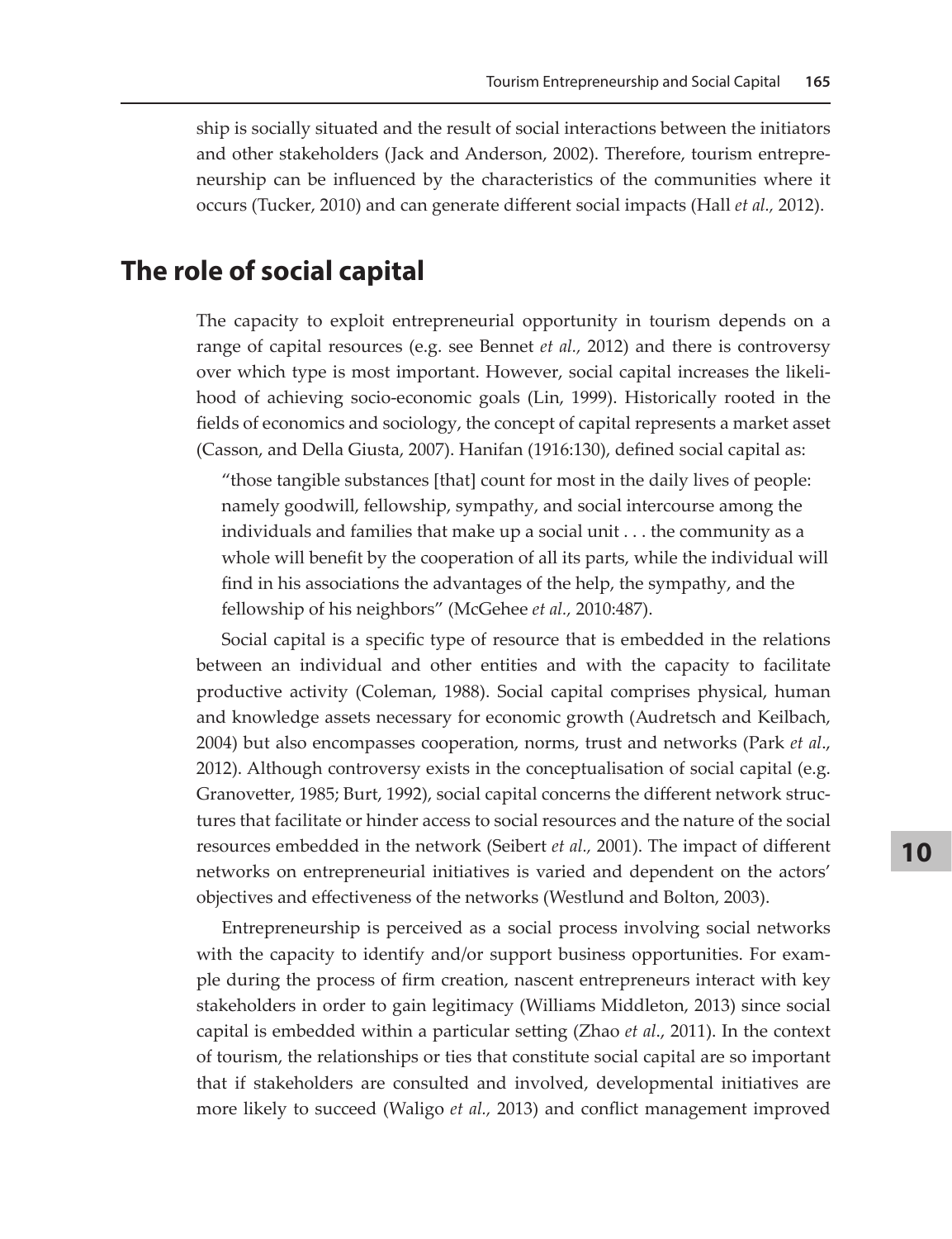ship is socially situated and the result of social interactions between the initiators and other stakeholders (Jack and Anderson, 2002). Therefore, tourism entrepreneurship can be influenced by the characteristics of the communities where it occurs (Tucker, 2010) and can generate different social impacts (Hall *et al.,* 2012).

## The role of social capital

The capacity to exploit entrepreneurial opportunity in tourism depends on a range of capital resources (e.g. see Bennet *et al.,* 2012) and there is controversy over which type is most important. However, social capital increases the likelihood of achieving socio-economic goals (Lin, 1999). Historically rooted in the fields of economics and sociology, the concept of capital represents a market asset (Casson, and Della Giusta, 2007). Hanifan (1916:130), defined social capital as:

> "those tangible substances [that] count for most in the daily lives of people: namely goodwill, fellowship, sympathy, and social intercourse among the individuals and families that make up a social unit . . . the community as a whole will benefit by the cooperation of all its parts, while the individual will find in his associations the advantages of the help, the sympathy, and the fellowship of his neighbors" (McGehee *et al.,* 2010:487).

Social capital is a specific type of resource that is embedded in the relations between an individual and other entities and with the capacity to facilitate productive activity (Coleman, 1988). Social capital comprises physical, human and knowledge assets necessary for economic growth (Audretsch and Keilbach, 2004) but also encompasses cooperation, norms, trust and networks (Park *et al*., 2012). Although controversy exists in the conceptualisation of social capital (e.g. Granovetter, 1985; Burt, 1992), social capital concerns the different network structures that facilitate or hinder access to social resources and the nature of the social resources embedded in the network (Seibert *et al.,* 2001). The impact of different networks on entrepreneurial initiatives is varied and dependent on the actors' objectives and effectiveness of the networks (Westlund and Bolton, 2003).

Entrepreneurship is perceived as a social process involving social networks with the capacity to identify and/or support business opportunities. For example during the process of firm creation, nascent entrepreneurs interact with key stakeholders in order to gain legitimacy (Williams Middleton, 2013) since social capital is embedded within a particular setting (Zhao *et al*., 2011). In the context of tourism, the relationships or ties that constitute social capital are so important that if stakeholders are consulted and involved, developmental initiatives are more likely to succeed (Waligo *et al.,* 2013) and conflict management improved